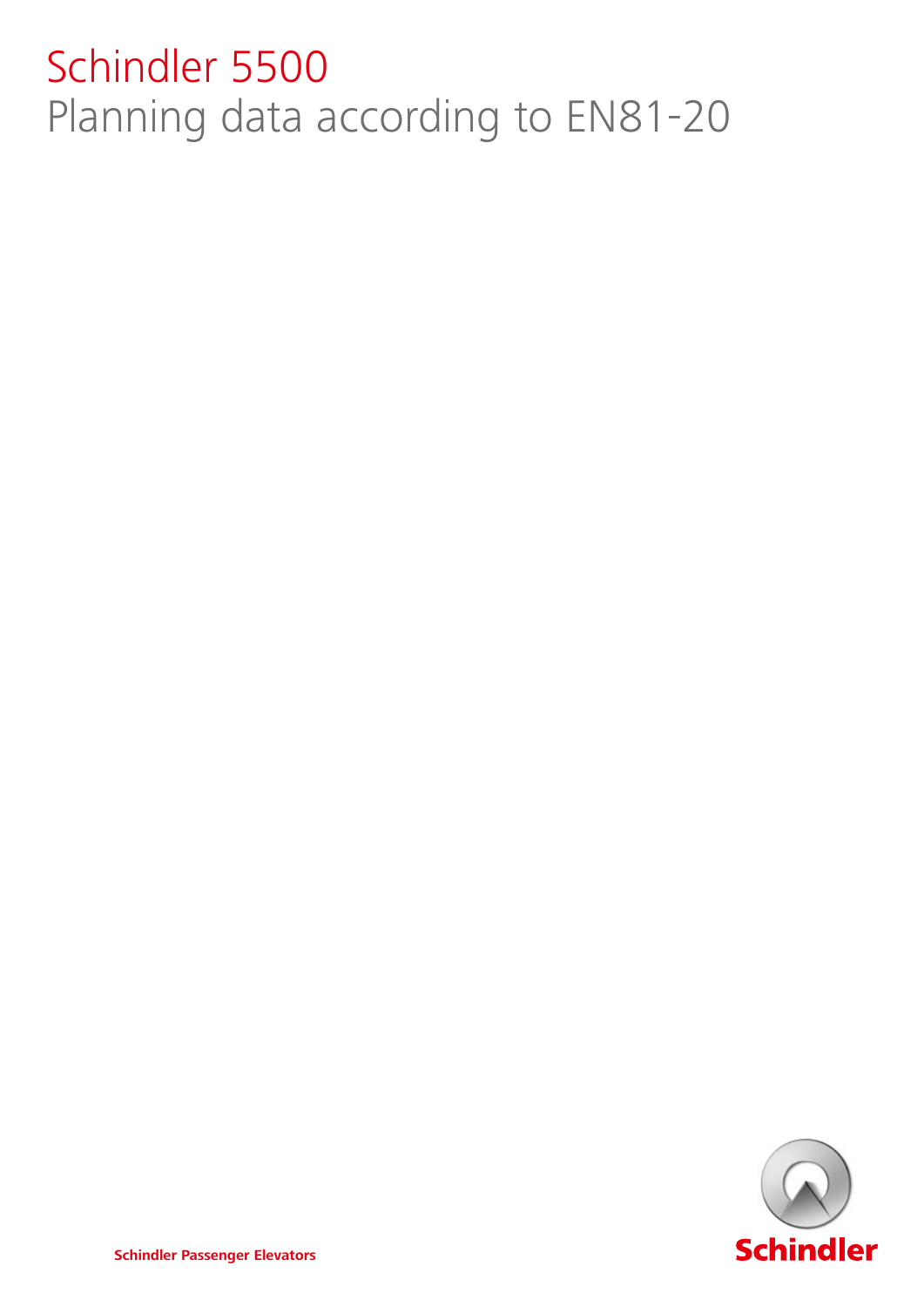# Schindler 5500

## Planning data according to EN81-20

Schindler Passenger Elevators

Schindler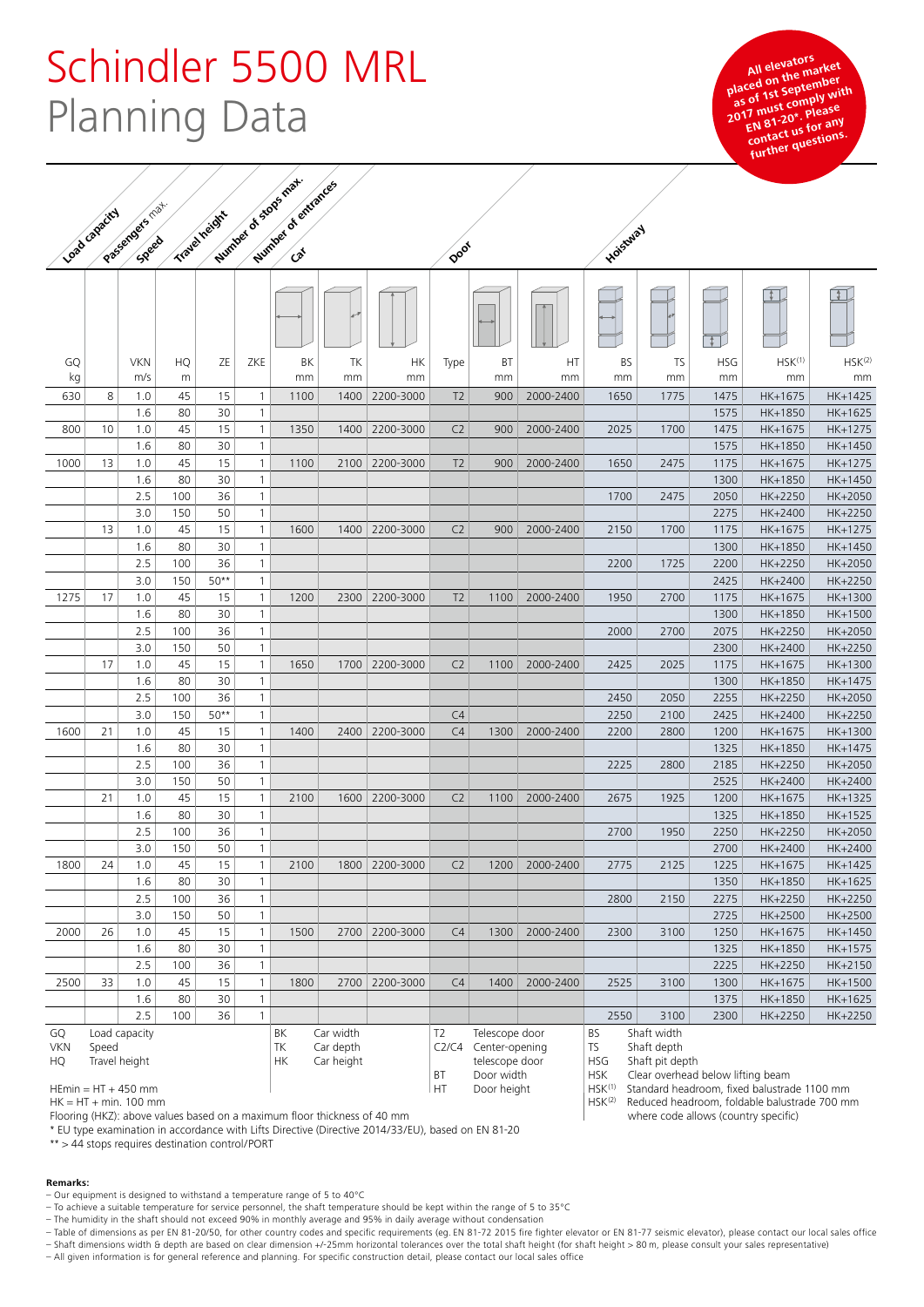# Schindler 5500 MRL
# Planning Data

All elevators placed on the market as of 1st September 2017 must comply with EN 81-20*. Please contact us for any further questions.

| Load capacity GQ kg | Passengers max. | Speed VKN m/s | Travel height HQ m | Number of stops max. ZE | Number of entrances ZKE | Car BK mm | Car TK mm | Car HK mm | Door Type | Door BT mm | Door HT mm | Hoistway BS mm | Hoistway TS mm | Hoistway HSG mm | Hoistway HSK(1) mm | Hoistway HSK(2) mm |
|---|---|---|---|---|---|---|---|---|---|---|---|---|---|---|---|---|
| 630 | 8 | 1.0 | 45 | 15 | 1 | 1100 | 1400 | 2200-3000 | T2 | 900 | 2000-2400 | 1650 | 1775 | 1475 | HK+1675 | HK+1425 |
| | | 1.6 | 80 | 30 | 1 | | | | | | | | | 1575 | HK+1850 | HK+1625 |
| 800 | 10 | 1.0 | 45 | 15 | 1 | 1350 | 1400 | 2200-3000 | C2 | 900 | 2000-2400 | 2025 | 1700 | 1475 | HK+1675 | HK+1275 |
| | | 1.6 | 80 | 30 | 1 | | | | | | | | | 1575 | HK+1850 | HK+1450 |
| 1000 | 13 | 1.0 | 45 | 15 | 1 | 1100 | 2100 | 2200-3000 | T2 | 900 | 2000-2400 | 1650 | 2475 | 1175 | HK+1675 | HK+1275 |
| | | 1.6 | 80 | 30 | 1 | | | | | | | | | 1300 | HK+1850 | HK+1450 |
| | | 2.5 | 100 | 36 | 1 | | | | | | | 1700 | 2475 | 2050 | HK+2250 | HK+2050 |
| | | 3.0 | 150 | 50 | 1 | | | | | | | | | 2275 | HK+2400 | HK+2250 |
| | 13 | 1.0 | 45 | 15 | 1 | 1600 | 1400 | 2200-3000 | C2 | 900 | 2000-2400 | 2150 | 1700 | 1175 | HK+1675 | HK+1275 |
| | | 1.6 | 80 | 30 | 1 | | | | | | | | | 1300 | HK+1850 | HK+1450 |
| | | 2.5 | 100 | 36 | 1 | | | | | | | 2200 | 1725 | 2200 | HK+2250 | HK+2050 |
| | | 3.0 | 150 | 50** | 1 | | | | | | | | | 2425 | HK+2400 | HK+2250 |
| 1275 | 17 | 1.0 | 45 | 15 | 1 | 1200 | 2300 | 2200-3000 | T2 | 1100 | 2000-2400 | 1950 | 2700 | 1175 | HK+1675 | HK+1300 |
| | | 1.6 | 80 | 30 | 1 | | | | | | | | | 1300 | HK+1850 | HK+1500 |
| | | 2.5 | 100 | 36 | 1 | | | | | | | 2000 | 2700 | 2075 | HK+2250 | HK+2050 |
| | | 3.0 | 150 | 50 | 1 | | | | | | | | | 2300 | HK+2400 | HK+2250 |
| | 17 | 1.0 | 45 | 15 | 1 | 1650 | 1700 | 2200-3000 | C2 | 1100 | 2000-2400 | 2425 | 2025 | 1175 | HK+1675 | HK+1300 |
| | | 1.6 | 80 | 30 | 1 | | | | | | | | | 1300 | HK+1850 | HK+1475 |
| | | 2.5 | 100 | 36 | 1 | | | | | | | 2450 | 2050 | 2255 | HK+2250 | HK+2050 |
| | | 3.0 | 150 | 50** | 1 | | | | C4 | | | 2250 | 2100 | 2425 | HK+2400 | HK+2250 |
| 1600 | 21 | 1.0 | 45 | 15 | 1 | 1400 | 2400 | 2200-3000 | C4 | 1300 | 2000-2400 | 2200 | 2800 | 1200 | HK+1675 | HK+1300 |
| | | 1.6 | 80 | 30 | 1 | | | | | | | | | 1325 | HK+1850 | HK+1475 |
| | | 2.5 | 100 | 36 | 1 | | | | | | | 2225 | 2800 | 2185 | HK+2250 | HK+2050 |
| | | 3.0 | 150 | 50 | 1 | | | | | | | | | 2525 | HK+2400 | HK+2400 |
| | 21 | 1.0 | 45 | 15 | 1 | 2100 | 1600 | 2200-3000 | C2 | 1100 | 2000-2400 | 2675 | 1925 | 1200 | HK+1675 | HK+1325 |
| | | 1.6 | 80 | 30 | 1 | | | | | | | | | 1325 | HK+1850 | HK+1525 |
| | | 2.5 | 100 | 36 | 1 | | | | | | | 2700 | 1950 | 2250 | HK+2250 | HK+2050 |
| | | 3.0 | 150 | 50 | 1 | | | | | | | | | 2700 | HK+2400 | HK+2400 |
| 1800 | 24 | 1.0 | 45 | 15 | 1 | 2100 | 1800 | 2200-3000 | C2 | 1200 | 2000-2400 | 2775 | 2125 | 1225 | HK+1675 | HK+1425 |
| | | 1.6 | 80 | 30 | 1 | | | | | | | | | 1350 | HK+1850 | HK+1625 |
| | | 2.5 | 100 | 36 | 1 | | | | | | | 2800 | 2150 | 2275 | HK+2250 | HK+2250 |
| | | 3.0 | 150 | 50 | 1 | | | | | | | | | 2725 | HK+2500 | HK+2500 |
| 2000 | 26 | 1.0 | 45 | 15 | 1 | 1500 | 2700 | 2200-3000 | C4 | 1300 | 2000-2400 | 2300 | 3100 | 1250 | HK+1675 | HK+1450 |
| | | 1.6 | 80 | 30 | 1 | | | | | | | | | 1325 | HK+1850 | HK+1575 |
| | | 2.5 | 100 | 36 | 1 | | | | | | | | | 2225 | HK+2250 | HK+2150 |
| 2500 | 33 | 1.0 | 45 | 15 | 1 | 1800 | 2700 | 2200-3000 | C4 | 1400 | 2000-2400 | 2525 | 3100 | 1300 | HK+1675 | HK+1500 |
| | | 1.6 | 80 | 30 | 1 | | | | | | | | | 1375 | HK+1850 | HK+1625 |
| | | 2.5 | 100 | 36 | 1 | | | | | | | 2550 | 3100 | 2300 | HK+2250 | HK+2250 |

GQ Load capacity
VKN Speed
HQ Travel height

BK Car width
TK Car depth
HK Car height

T2 Telescope door
C2/C4 Center-opening telescope door
BT Door width
HT Door height

BS Shaft width
TS Shaft depth
HSG Shaft pit depth
HSK Clear overhead below lifting beam
HSK(1) Standard headroom, fixed balustrade 1100 mm
HSK(2) Reduced headroom, foldable balustrade 700 mm where code allows (country specific)

HEmin = HT + 450 mm
HK = HT + min. 100 mm
Flooring (HKZ): above values based on a maximum floor thickness of 40 mm
* EU type examination in accordance with Lifts Directive (Directive 2014/33/EU), based on EN 81-20
** > 44 stops requires destination control/PORT

**Remarks:**
- Our equipment is designed to withstand a temperature range of 5 to 40°C
- To achieve a suitable temperature for service personnel, the shaft temperature should be kept within the range of 5 to 35°C
- The humidity in the shaft should not exceed 90% in monthly average and 95% in daily average without condensation
- Table of dimensions as per EN 81-20/50, for other country codes and specific requirements (eg. EN 81-72 2015 fire fighter elevator or EN 81-77 seismic elevator), please contact our local sales office
- Shaft dimensions width & depth are based on clear dimension +/-25mm horizontal tolerances over the total shaft height (for shaft height > 80 m, please consult your sales representative)
- All given information is for general reference and planning. For specific construction detail, please contact our local sales office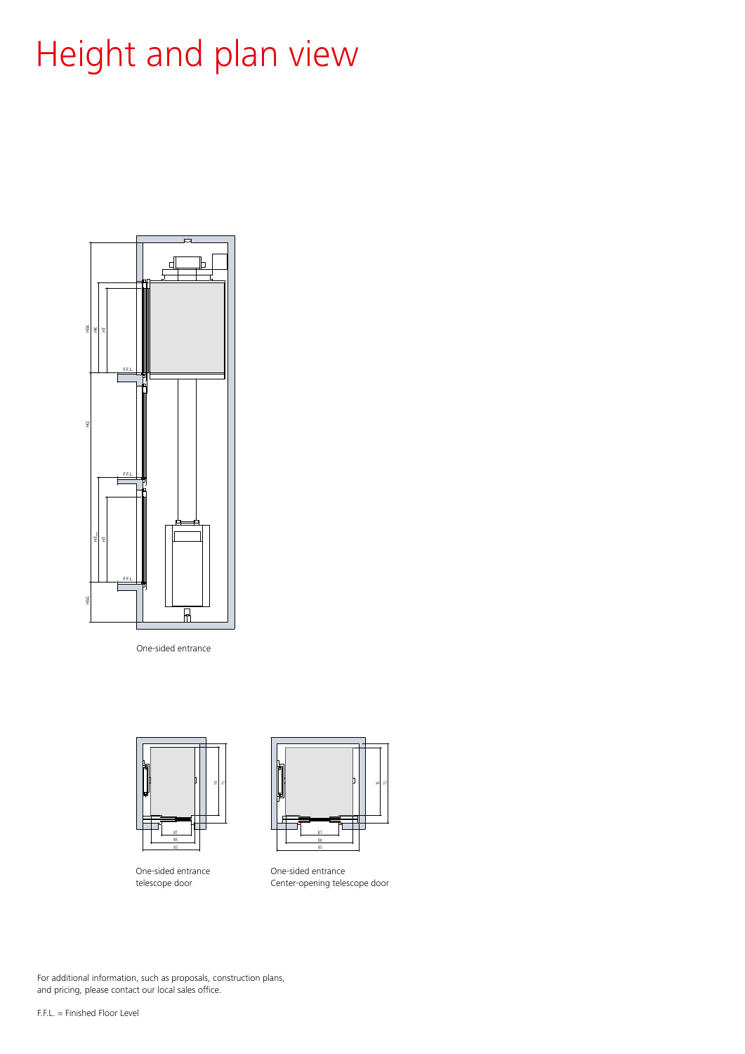# Height and plan view

One-sided entrance

One-sided entrance
telescope door

One-sided entrance
Center-opening telescope door

For additional information, such as proposals, construction plans, and pricing, please contact our local sales office.

F.F.L. = Finished Floor Level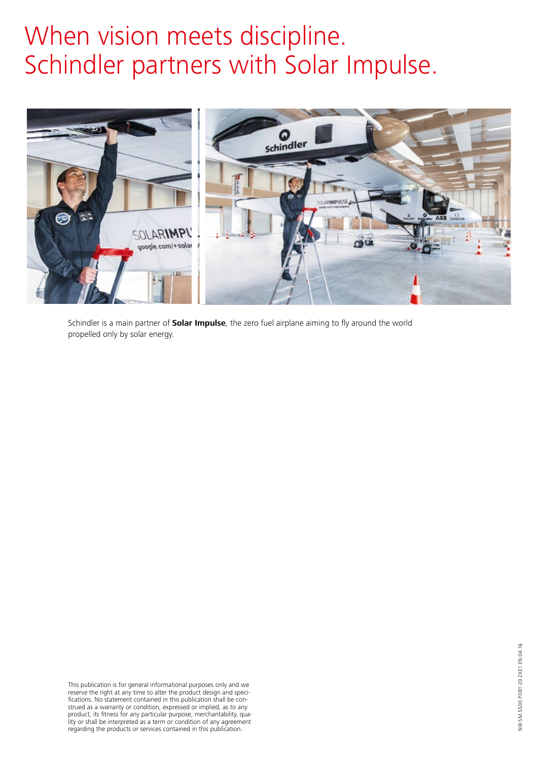# When vision meets discipline.
# Schindler partners with Solar Impulse.

Schindler is a main partner of **Solar Impulse**, the zero fuel airplane aiming to fly around the world propelled only by solar energy.

This publication is for general informational purposes only and we reserve the right at any time to alter the product design and specifications. No statement contained in this publication shall be construed as a warranty or condition, expressed or implied, as to any product, its fitness for any particular purpose, merchantability, quality or shall be interpreted as a term or condition of any agreement regarding the products or services contained in this publication.

NIB-SM.5500.PD81-20.ZKE1.EN.04.16